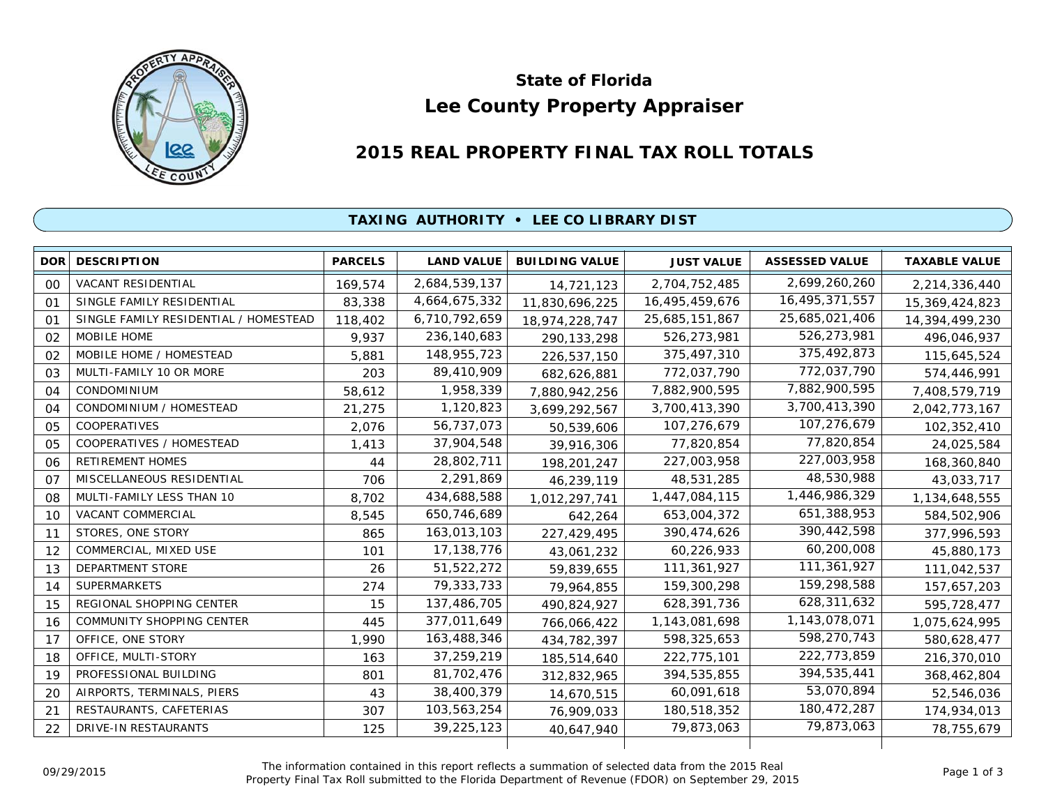# State of Florida
# Lee County Property Appraiser

## 2015 REAL PROPERTY FINAL TAX ROLL TOTALS

### TAXING AUTHORITY • LEE CO LIBRARY DIST

| DOR | DESCRIPTION | PARCELS | LAND VALUE | BUILDING VALUE | JUST VALUE | ASSESSED VALUE | TAXABLE VALUE |
|---|---|---|---|---|---|---|---|
| 00 | VACANT RESIDENTIAL | 169,574 | 2,684,539,137 | 14,721,123 | 2,704,752,485 | 2,699,260,260 | 2,214,336,440 |
| 01 | SINGLE FAMILY RESIDENTIAL | 83,338 | 4,664,675,332 | 11,830,696,225 | 16,495,459,676 | 16,495,371,557 | 15,369,424,823 |
| 01 | SINGLE FAMILY RESIDENTIAL / HOMESTEAD | 118,402 | 6,710,792,659 | 18,974,228,747 | 25,685,151,867 | 25,685,021,406 | 14,394,499,230 |
| 02 | MOBILE HOME | 9,937 | 236,140,683 | 290,133,298 | 526,273,981 | 526,273,981 | 496,046,937 |
| 02 | MOBILE HOME / HOMESTEAD | 5,881 | 148,955,723 | 226,537,150 | 375,497,310 | 375,492,873 | 115,645,524 |
| 03 | MULTI-FAMILY 10 OR MORE | 203 | 89,410,909 | 682,626,881 | 772,037,790 | 772,037,790 | 574,446,991 |
| 04 | CONDOMINIUM | 58,612 | 1,958,339 | 7,880,942,256 | 7,882,900,595 | 7,882,900,595 | 7,408,579,719 |
| 04 | CONDOMINIUM / HOMESTEAD | 21,275 | 1,120,823 | 3,699,292,567 | 3,700,413,390 | 3,700,413,390 | 2,042,773,167 |
| 05 | COOPERATIVES | 2,076 | 56,737,073 | 50,539,606 | 107,276,679 | 107,276,679 | 102,352,410 |
| 05 | COOPERATIVES / HOMESTEAD | 1,413 | 37,904,548 | 39,916,306 | 77,820,854 | 77,820,854 | 24,025,584 |
| 06 | RETIREMENT HOMES | 44 | 28,802,711 | 198,201,247 | 227,003,958 | 227,003,958 | 168,360,840 |
| 07 | MISCELLANEOUS RESIDENTIAL | 706 | 2,291,869 | 46,239,119 | 48,531,285 | 48,530,988 | 43,033,717 |
| 08 | MULTI-FAMILY LESS THAN 10 | 8,702 | 434,688,588 | 1,012,297,741 | 1,447,084,115 | 1,446,986,329 | 1,134,648,555 |
| 10 | VACANT COMMERCIAL | 8,545 | 650,746,689 | 642,264 | 653,004,372 | 651,388,953 | 584,502,906 |
| 11 | STORES, ONE STORY | 865 | 163,013,103 | 227,429,495 | 390,474,626 | 390,442,598 | 377,996,593 |
| 12 | COMMERCIAL, MIXED USE | 101 | 17,138,776 | 43,061,232 | 60,226,933 | 60,200,008 | 45,880,173 |
| 13 | DEPARTMENT STORE | 26 | 51,522,272 | 59,839,655 | 111,361,927 | 111,361,927 | 111,042,537 |
| 14 | SUPERMARKETS | 274 | 79,333,733 | 79,964,855 | 159,300,298 | 159,298,588 | 157,657,203 |
| 15 | REGIONAL SHOPPING CENTER | 15 | 137,486,705 | 490,824,927 | 628,391,736 | 628,311,632 | 595,728,477 |
| 16 | COMMUNITY SHOPPING CENTER | 445 | 377,011,649 | 766,066,422 | 1,143,081,698 | 1,143,078,071 | 1,075,624,995 |
| 17 | OFFICE, ONE STORY | 1,990 | 163,488,346 | 434,782,397 | 598,325,653 | 598,270,743 | 580,628,477 |
| 18 | OFFICE, MULTI-STORY | 163 | 37,259,219 | 185,514,640 | 222,775,101 | 222,773,859 | 216,370,010 |
| 19 | PROFESSIONAL BUILDING | 801 | 81,702,476 | 312,832,965 | 394,535,855 | 394,535,441 | 368,462,804 |
| 20 | AIRPORTS, TERMINALS, PIERS | 43 | 38,400,379 | 14,670,515 | 60,091,618 | 53,070,894 | 52,546,036 |
| 21 | RESTAURANTS, CAFETERIAS | 307 | 103,563,254 | 76,909,033 | 180,518,352 | 180,472,287 | 174,934,013 |
| 22 | DRIVE-IN RESTAURANTS | 125 | 39,225,123 | 40,647,940 | 79,873,063 | 79,873,063 | 78,755,679 |

09/29/2015

The information contained in this report reflects a summation of selected data from the 2015 Real Property Final Tax Roll submitted to the Florida Department of Revenue (FDOR) on September 29, 2015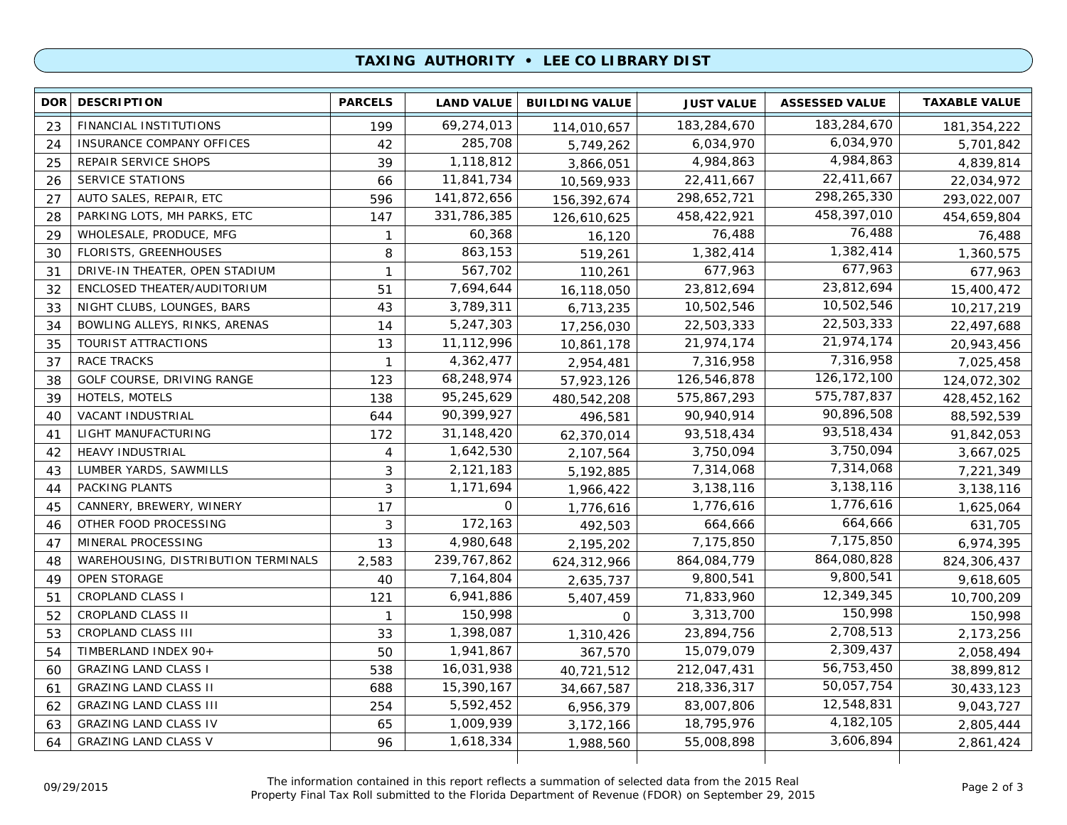## TAXING AUTHORITY • LEE CO LIBRARY DIST

| DOR | DESCRIPTION | PARCELS | LAND VALUE | BUILDING VALUE | JUST VALUE | ASSESSED VALUE | TAXABLE VALUE |
|---|---|---|---|---|---|---|---|
| 23 | FINANCIAL INSTITUTIONS | 199 | 69,274,013 | 114,010,657 | 183,284,670 | 183,284,670 | 181,354,222 |
| 24 | INSURANCE COMPANY OFFICES | 42 | 285,708 | 5,749,262 | 6,034,970 | 6,034,970 | 5,701,842 |
| 25 | REPAIR SERVICE SHOPS | 39 | 1,118,812 | 3,866,051 | 4,984,863 | 4,984,863 | 4,839,814 |
| 26 | SERVICE STATIONS | 66 | 11,841,734 | 10,569,933 | 22,411,667 | 22,411,667 | 22,034,972 |
| 27 | AUTO SALES, REPAIR, ETC | 596 | 141,872,656 | 156,392,674 | 298,652,721 | 298,265,330 | 293,022,007 |
| 28 | PARKING LOTS, MH PARKS, ETC | 147 | 331,786,385 | 126,610,625 | 458,422,921 | 458,397,010 | 454,659,804 |
| 29 | WHOLESALE, PRODUCE, MFG | 1 | 60,368 | 16,120 | 76,488 | 76,488 | 76,488 |
| 30 | FLORISTS, GREENHOUSES | 8 | 863,153 | 519,261 | 1,382,414 | 1,382,414 | 1,360,575 |
| 31 | DRIVE-IN THEATER, OPEN STADIUM | 1 | 567,702 | 110,261 | 677,963 | 677,963 | 677,963 |
| 32 | ENCLOSED THEATER/AUDITORIUM | 51 | 7,694,644 | 16,118,050 | 23,812,694 | 23,812,694 | 15,400,472 |
| 33 | NIGHT CLUBS, LOUNGES, BARS | 43 | 3,789,311 | 6,713,235 | 10,502,546 | 10,502,546 | 10,217,219 |
| 34 | BOWLING ALLEYS, RINKS, ARENAS | 14 | 5,247,303 | 17,256,030 | 22,503,333 | 22,503,333 | 22,497,688 |
| 35 | TOURIST ATTRACTIONS | 13 | 11,112,996 | 10,861,178 | 21,974,174 | 21,974,174 | 20,943,456 |
| 37 | RACE TRACKS | 1 | 4,362,477 | 2,954,481 | 7,316,958 | 7,316,958 | 7,025,458 |
| 38 | GOLF COURSE, DRIVING RANGE | 123 | 68,248,974 | 57,923,126 | 126,546,878 | 126,172,100 | 124,072,302 |
| 39 | HOTELS, MOTELS | 138 | 95,245,629 | 480,542,208 | 575,867,293 | 575,787,837 | 428,452,162 |
| 40 | VACANT INDUSTRIAL | 644 | 90,399,927 | 496,581 | 90,940,914 | 90,896,508 | 88,592,539 |
| 41 | LIGHT MANUFACTURING | 172 | 31,148,420 | 62,370,014 | 93,518,434 | 93,518,434 | 91,842,053 |
| 42 | HEAVY INDUSTRIAL | 4 | 1,642,530 | 2,107,564 | 3,750,094 | 3,750,094 | 3,667,025 |
| 43 | LUMBER YARDS, SAWMILLS | 3 | 2,121,183 | 5,192,885 | 7,314,068 | 7,314,068 | 7,221,349 |
| 44 | PACKING PLANTS | 3 | 1,171,694 | 1,966,422 | 3,138,116 | 3,138,116 | 3,138,116 |
| 45 | CANNERY, BREWERY, WINERY | 17 | 0 | 1,776,616 | 1,776,616 | 1,776,616 | 1,625,064 |
| 46 | OTHER FOOD PROCESSING | 3 | 172,163 | 492,503 | 664,666 | 664,666 | 631,705 |
| 47 | MINERAL PROCESSING | 13 | 4,980,648 | 2,195,202 | 7,175,850 | 7,175,850 | 6,974,395 |
| 48 | WAREHOUSING, DISTRIBUTION TERMINALS | 2,583 | 239,767,862 | 624,312,966 | 864,084,779 | 864,080,828 | 824,306,437 |
| 49 | OPEN STORAGE | 40 | 7,164,804 | 2,635,737 | 9,800,541 | 9,800,541 | 9,618,605 |
| 51 | CROPLAND CLASS I | 121 | 6,941,886 | 5,407,459 | 71,833,960 | 12,349,345 | 10,700,209 |
| 52 | CROPLAND CLASS II | 1 | 150,998 | 0 | 3,313,700 | 150,998 | 150,998 |
| 53 | CROPLAND CLASS III | 33 | 1,398,087 | 1,310,426 | 23,894,756 | 2,708,513 | 2,173,256 |
| 54 | TIMBERLAND INDEX 90+ | 50 | 1,941,867 | 367,570 | 15,079,079 | 2,309,437 | 2,058,494 |
| 60 | GRAZING LAND CLASS I | 538 | 16,031,938 | 40,721,512 | 212,047,431 | 56,753,450 | 38,899,812 |
| 61 | GRAZING LAND CLASS II | 688 | 15,390,167 | 34,667,587 | 218,336,317 | 50,057,754 | 30,433,123 |
| 62 | GRAZING LAND CLASS III | 254 | 5,592,452 | 6,956,379 | 83,007,806 | 12,548,831 | 9,043,727 |
| 63 | GRAZING LAND CLASS IV | 65 | 1,009,939 | 3,172,166 | 18,795,976 | 4,182,105 | 2,805,444 |
| 64 | GRAZING LAND CLASS V | 96 | 1,618,334 | 1,988,560 | 55,008,898 | 3,606,894 | 2,861,424 |

09/29/2015

The information contained in this report reflects a summation of selected data from the 2015 Real Property Final Tax Roll submitted to the Florida Department of Revenue (FDOR) on September 29, 2015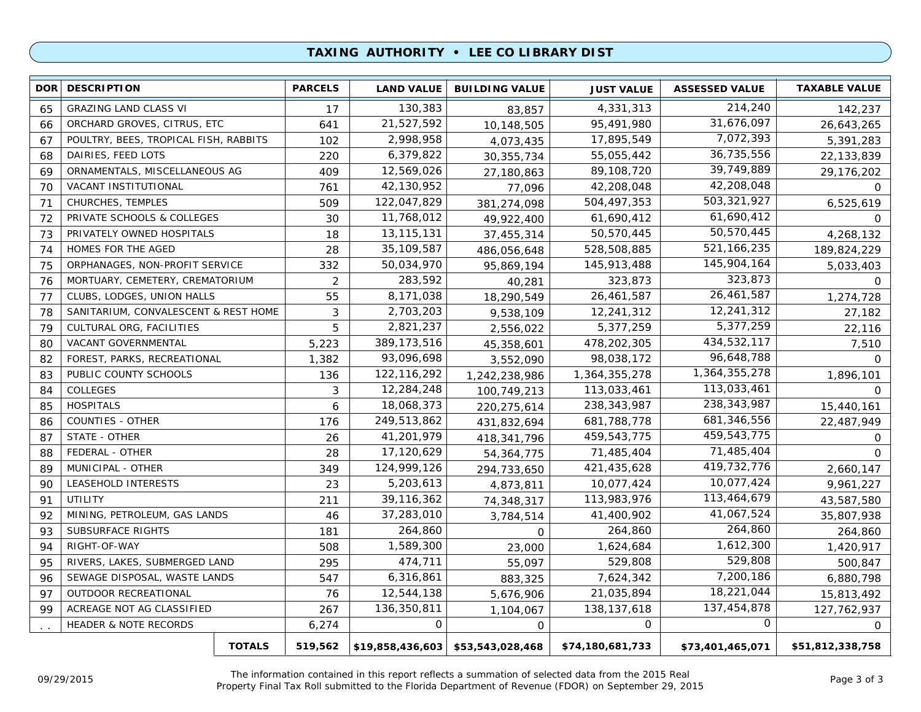## TAXING AUTHORITY • LEE CO LIBRARY DIST

| DOR | DESCRIPTION | PARCELS | LAND VALUE | BUILDING VALUE | JUST VALUE | ASSESSED VALUE | TAXABLE VALUE |
|---|---|---|---|---|---|---|---|
| 65 | GRAZING LAND CLASS VI | 17 | 130,383 | 83,857 | 4,331,313 | 214,240 | 142,237 |
| 66 | ORCHARD GROVES, CITRUS, ETC | 641 | 21,527,592 | 10,148,505 | 95,491,980 | 31,676,097 | 26,643,265 |
| 67 | POULTRY, BEES, TROPICAL FISH, RABBITS | 102 | 2,998,958 | 4,073,435 | 17,895,549 | 7,072,393 | 5,391,283 |
| 68 | DAIRIES, FEED LOTS | 220 | 6,379,822 | 30,355,734 | 55,055,442 | 36,735,556 | 22,133,839 |
| 69 | ORNAMENTALS, MISCELLANEOUS AG | 409 | 12,569,026 | 27,180,863 | 89,108,720 | 39,749,889 | 29,176,202 |
| 70 | VACANT INSTITUTIONAL | 761 | 42,130,952 | 77,096 | 42,208,048 | 42,208,048 | 0 |
| 71 | CHURCHES, TEMPLES | 509 | 122,047,829 | 381,274,098 | 504,497,353 | 503,321,927 | 6,525,619 |
| 72 | PRIVATE SCHOOLS & COLLEGES | 30 | 11,768,012 | 49,922,400 | 61,690,412 | 61,690,412 | 0 |
| 73 | PRIVATELY OWNED HOSPITALS | 18 | 13,115,131 | 37,455,314 | 50,570,445 | 50,570,445 | 4,268,132 |
| 74 | HOMES FOR THE AGED | 28 | 35,109,587 | 486,056,648 | 528,508,885 | 521,166,235 | 189,824,229 |
| 75 | ORPHANAGES, NON-PROFIT SERVICE | 332 | 50,034,970 | 95,869,194 | 145,913,488 | 145,904,164 | 5,033,403 |
| 76 | MORTUARY, CEMETERY, CREMATORIUM | 2 | 283,592 | 40,281 | 323,873 | 323,873 | 0 |
| 77 | CLUBS, LODGES, UNION HALLS | 55 | 8,171,038 | 18,290,549 | 26,461,587 | 26,461,587 | 1,274,728 |
| 78 | SANITARIUM, CONVALESCENT & REST HOME | 3 | 2,703,203 | 9,538,109 | 12,241,312 | 12,241,312 | 27,182 |
| 79 | CULTURAL ORG, FACILITIES | 5 | 2,821,237 | 2,556,022 | 5,377,259 | 5,377,259 | 22,116 |
| 80 | VACANT GOVERNMENTAL | 5,223 | 389,173,516 | 45,358,601 | 478,202,305 | 434,532,117 | 7,510 |
| 82 | FOREST, PARKS, RECREATIONAL | 1,382 | 93,096,698 | 3,552,090 | 98,038,172 | 96,648,788 | 0 |
| 83 | PUBLIC COUNTY SCHOOLS | 136 | 122,116,292 | 1,242,238,986 | 1,364,355,278 | 1,364,355,278 | 1,896,101 |
| 84 | COLLEGES | 3 | 12,284,248 | 100,749,213 | 113,033,461 | 113,033,461 | 0 |
| 85 | HOSPITALS | 6 | 18,068,373 | 220,275,614 | 238,343,987 | 238,343,987 | 15,440,161 |
| 86 | COUNTIES - OTHER | 176 | 249,513,862 | 431,832,694 | 681,788,778 | 681,346,556 | 22,487,949 |
| 87 | STATE - OTHER | 26 | 41,201,979 | 418,341,796 | 459,543,775 | 459,543,775 | 0 |
| 88 | FEDERAL - OTHER | 28 | 17,120,629 | 54,364,775 | 71,485,404 | 71,485,404 | 0 |
| 89 | MUNICIPAL - OTHER | 349 | 124,999,126 | 294,733,650 | 421,435,628 | 419,732,776 | 2,660,147 |
| 90 | LEASEHOLD INTERESTS | 23 | 5,203,613 | 4,873,811 | 10,077,424 | 10,077,424 | 9,961,227 |
| 91 | UTILITY | 211 | 39,116,362 | 74,348,317 | 113,983,976 | 113,464,679 | 43,587,580 |
| 92 | MINING, PETROLEUM, GAS LANDS | 46 | 37,283,010 | 3,784,514 | 41,400,902 | 41,067,524 | 35,807,938 |
| 93 | SUBSURFACE RIGHTS | 181 | 264,860 | 0 | 264,860 | 264,860 | 264,860 |
| 94 | RIGHT-OF-WAY | 508 | 1,589,300 | 23,000 | 1,624,684 | 1,612,300 | 1,420,917 |
| 95 | RIVERS, LAKES, SUBMERGED LAND | 295 | 474,711 | 55,097 | 529,808 | 529,808 | 500,847 |
| 96 | SEWAGE DISPOSAL, WASTE LANDS | 547 | 6,316,861 | 883,325 | 7,624,342 | 7,200,186 | 6,880,798 |
| 97 | OUTDOOR RECREATIONAL | 76 | 12,544,138 | 5,676,906 | 21,035,894 | 18,221,044 | 15,813,492 |
| 99 | ACREAGE NOT AG CLASSIFIED | 267 | 136,350,811 | 1,104,067 | 138,137,618 | 137,454,878 | 127,762,937 |
| .. | HEADER & NOTE RECORDS | 6,274 | 0 | 0 | 0 | 0 | 0 |
| | **TOTALS** | **519,562** | **$19,858,436,603** | **$53,543,028,468** | **$74,180,681,733** | **$73,401,465,071** | **$51,812,338,758** |

09/29/2015

The information contained in this report reflects a summation of selected data from the 2015 Real Property Final Tax Roll submitted to the Florida Department of Revenue (FDOR) on September 29, 2015